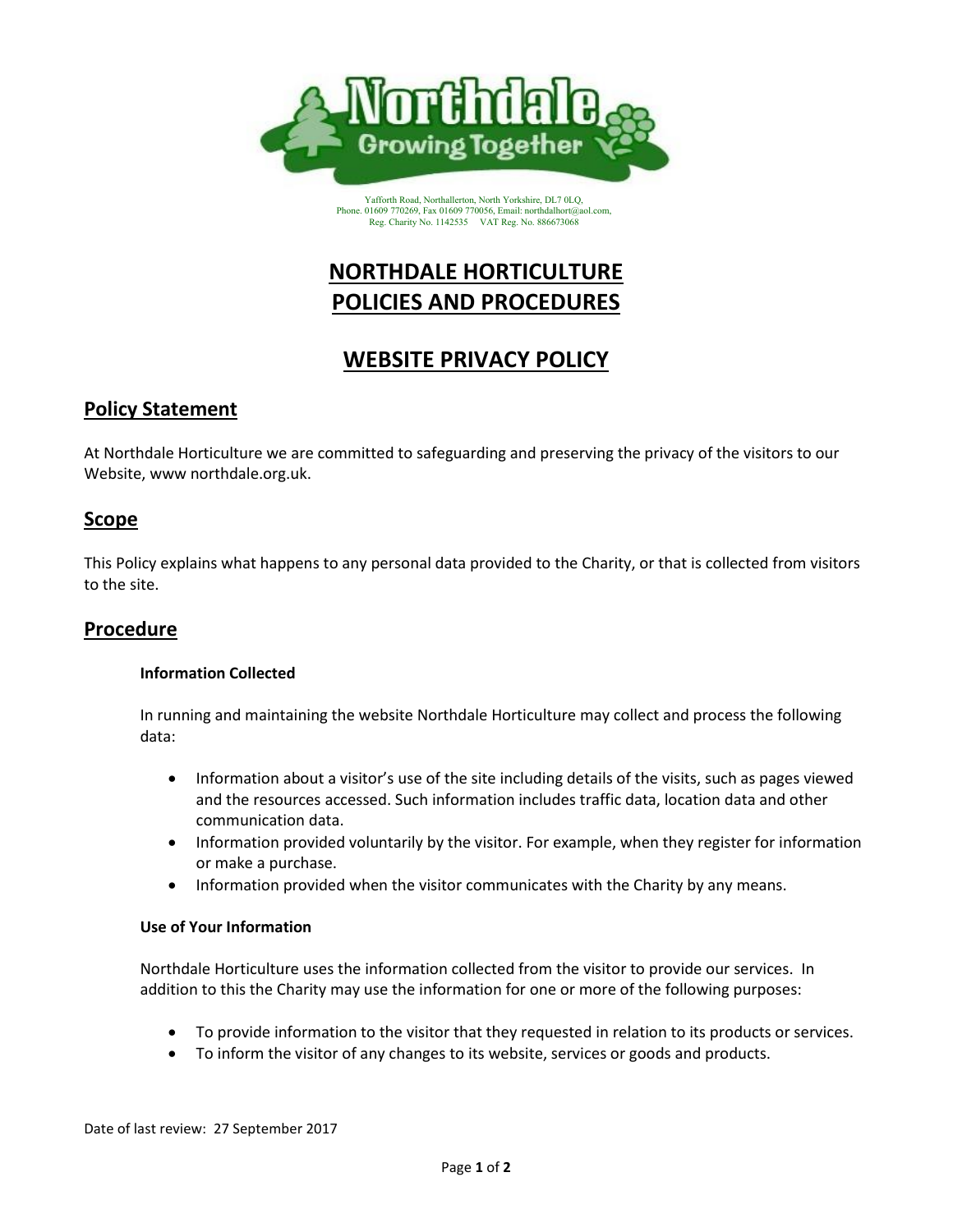Yafforth Road, Northallerton, North Yorkshire, DL7 0LQ,
Phone. 01609 770269, Fax 01609 770056, Email: northdalhort@aol.com,
Reg. Charity No. 1142535 VAT Reg. No. 886673068

# NORTHDALE HORTICULTURE POLICIES AND PROCEDURES

# WEBSITE PRIVACY POLICY

## Policy Statement

At Northdale Horticulture we are committed to safeguarding and preserving the privacy of the visitors to our Website, www northdale.org.uk.

## Scope

This Policy explains what happens to any personal data provided to the Charity, or that is collected from visitors to the site.

## Procedure

### Information Collected

In running and maintaining the website Northdale Horticulture may collect and process the following data:

- Information about a visitor's use of the site including details of the visits, such as pages viewed and the resources accessed. Such information includes traffic data, location data and other communication data.
- Information provided voluntarily by the visitor. For example, when they register for information or make a purchase.
- Information provided when the visitor communicates with the Charity by any means.

### Use of Your Information

Northdale Horticulture uses the information collected from the visitor to provide our services. In addition to this the Charity may use the information for one or more of the following purposes:

- To provide information to the visitor that they requested in relation to its products or services.
- To inform the visitor of any changes to its website, services or goods and products.

Date of last review: 27 September 2017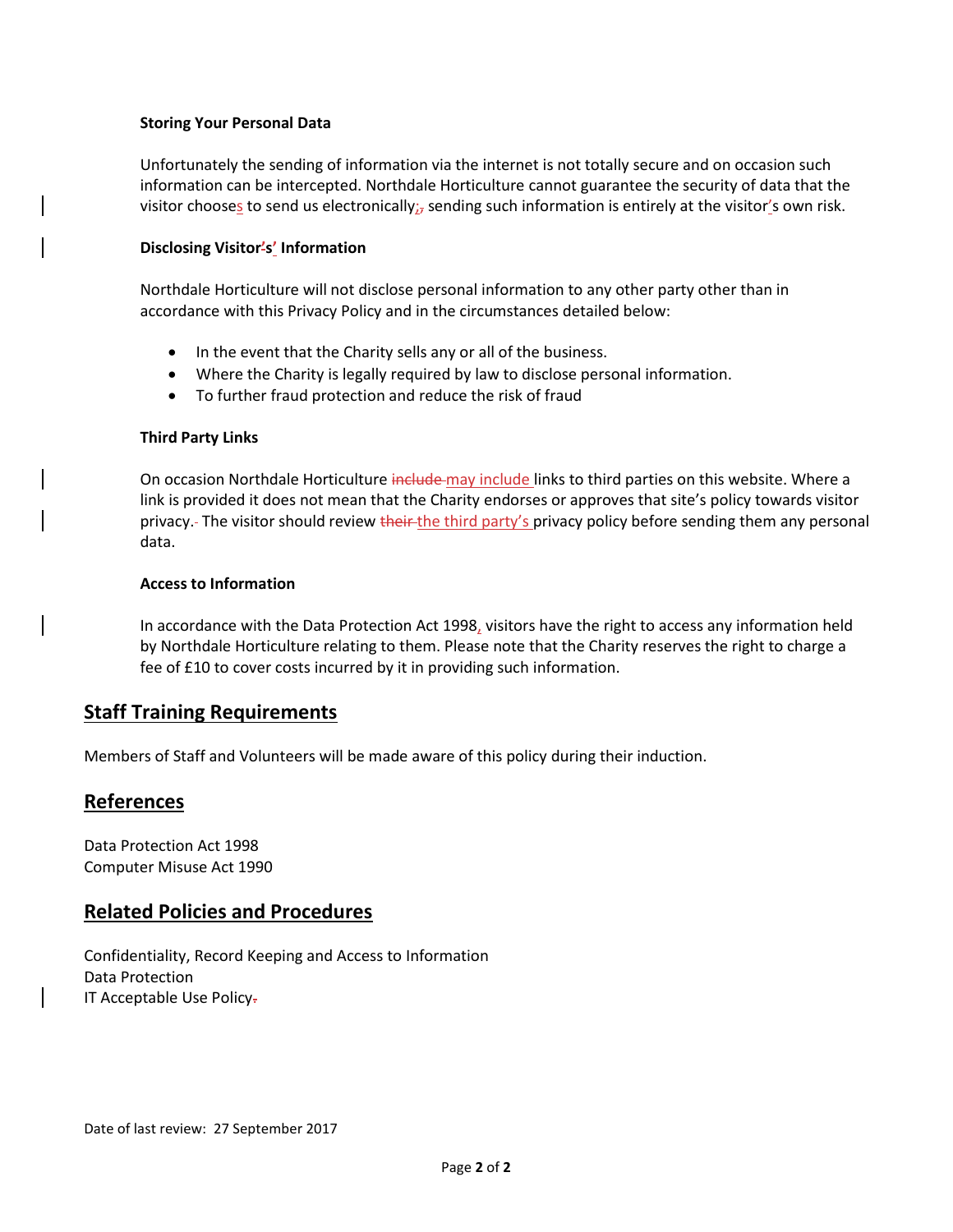### Storing Your Personal Data

Unfortunately the sending of information via the internet is not totally secure and on occasion such information can be intercepted. Northdale Horticulture cannot guarantee the security of data that the visitor chooses to send us electronically; sending such information is entirely at the visitor's own risk.

### Disclosing Visitors' Information

Northdale Horticulture will not disclose personal information to any other party other than in accordance with this Privacy Policy and in the circumstances detailed below:

- In the event that the Charity sells any or all of the business.
- Where the Charity is legally required by law to disclose personal information.
- To further fraud protection and reduce the risk of fraud

### Third Party Links

On occasion Northdale Horticulture may include links to third parties on this website. Where a link is provided it does not mean that the Charity endorses or approves that site's policy towards visitor privacy. The visitor should review the third party's privacy policy before sending them any personal data.

### Access to Information

In accordance with the Data Protection Act 1998, visitors have the right to access any information held by Northdale Horticulture relating to them. Please note that the Charity reserves the right to charge a fee of £10 to cover costs incurred by it in providing such information.

## Staff Training Requirements

Members of Staff and Volunteers will be made aware of this policy during their induction.

## References

Data Protection Act 1998
Computer Misuse Act 1990

## Related Policies and Procedures

Confidentiality, Record Keeping and Access to Information
Data Protection
IT Acceptable Use Policy

Date of last review: 27 September 2017